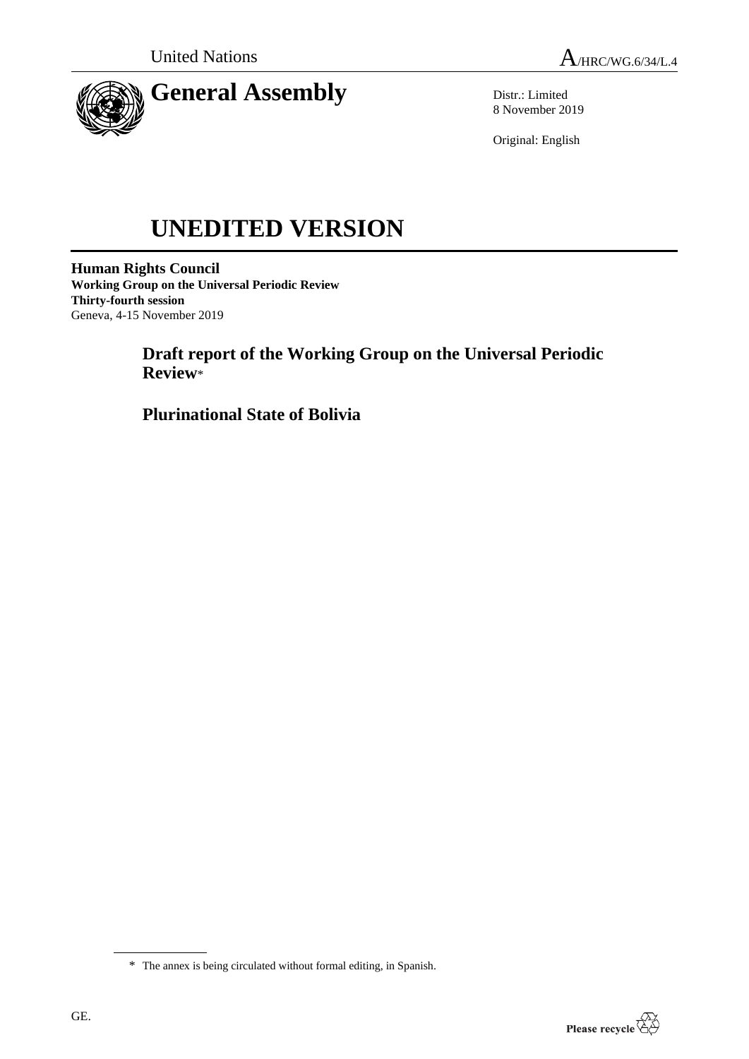United Nations

A/HRC/WG.6/34/L.4

# General Assembly

Distr.: Limited
8 November 2019

Original: English

# UNEDITED VERSION

**Human Rights Council**
**Working Group on the Universal Periodic Review**
**Thirty-fourth session**
Geneva, 4-15 November 2019

## Draft report of the Working Group on the Universal Periodic Review*

## Plurinational State of Bolivia

\* The annex is being circulated without formal editing, in Spanish.

GE.

Please recycle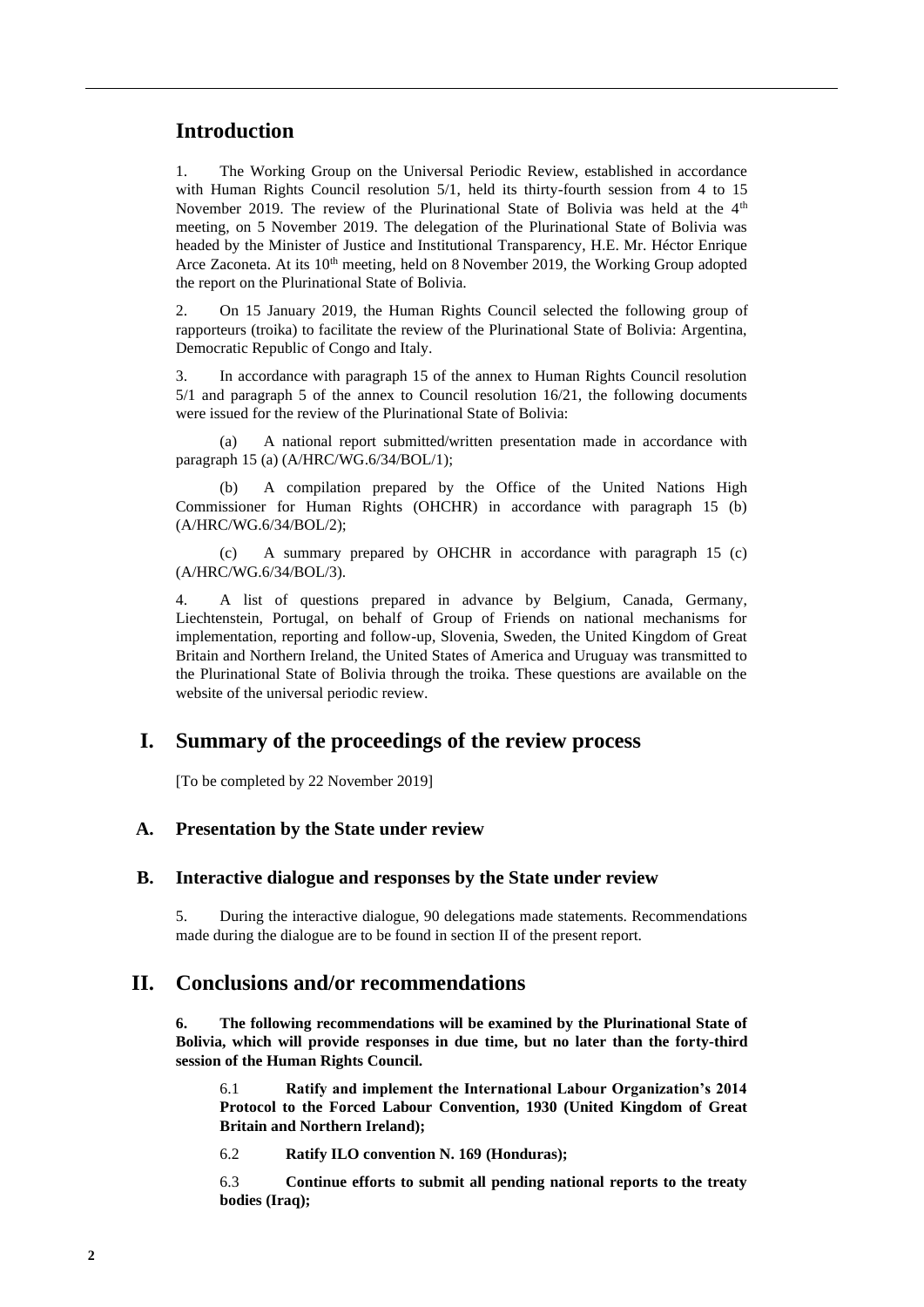## Introduction

1. The Working Group on the Universal Periodic Review, established in accordance with Human Rights Council resolution 5/1, held its thirty-fourth session from 4 to 15 November 2019. The review of the Plurinational State of Bolivia was held at the 4th meeting, on 5 November 2019. The delegation of the Plurinational State of Bolivia was headed by the Minister of Justice and Institutional Transparency, H.E. Mr. Héctor Enrique Arce Zaconeta. At its 10th meeting, held on 8 November 2019, the Working Group adopted the report on the Plurinational State of Bolivia.

2. On 15 January 2019, the Human Rights Council selected the following group of rapporteurs (troika) to facilitate the review of the Plurinational State of Bolivia: Argentina, Democratic Republic of Congo and Italy.

3. In accordance with paragraph 15 of the annex to Human Rights Council resolution 5/1 and paragraph 5 of the annex to Council resolution 16/21, the following documents were issued for the review of the Plurinational State of Bolivia:

(a) A national report submitted/written presentation made in accordance with paragraph 15 (a) (A/HRC/WG.6/34/BOL/1);

(b) A compilation prepared by the Office of the United Nations High Commissioner for Human Rights (OHCHR) in accordance with paragraph 15 (b) (A/HRC/WG.6/34/BOL/2);

(c) A summary prepared by OHCHR in accordance with paragraph 15 (c) (A/HRC/WG.6/34/BOL/3).

4. A list of questions prepared in advance by Belgium, Canada, Germany, Liechtenstein, Portugal, on behalf of Group of Friends on national mechanisms for implementation, reporting and follow-up, Slovenia, Sweden, the United Kingdom of Great Britain and Northern Ireland, the United States of America and Uruguay was transmitted to the Plurinational State of Bolivia through the troika. These questions are available on the website of the universal periodic review.

## I. Summary of the proceedings of the review process

[To be completed by 22 November 2019]

### A. Presentation by the State under review

### B. Interactive dialogue and responses by the State under review

5. During the interactive dialogue, 90 delegations made statements. Recommendations made during the dialogue are to be found in section II of the present report.

## II. Conclusions and/or recommendations

**6. The following recommendations will be examined by the Plurinational State of Bolivia, which will provide responses in due time, but no later than the forty-third session of the Human Rights Council.**

6.1 **Ratify and implement the International Labour Organization's 2014 Protocol to the Forced Labour Convention, 1930 (United Kingdom of Great Britain and Northern Ireland);**

6.2 **Ratify ILO convention N. 169 (Honduras);**

6.3 **Continue efforts to submit all pending national reports to the treaty bodies (Iraq);**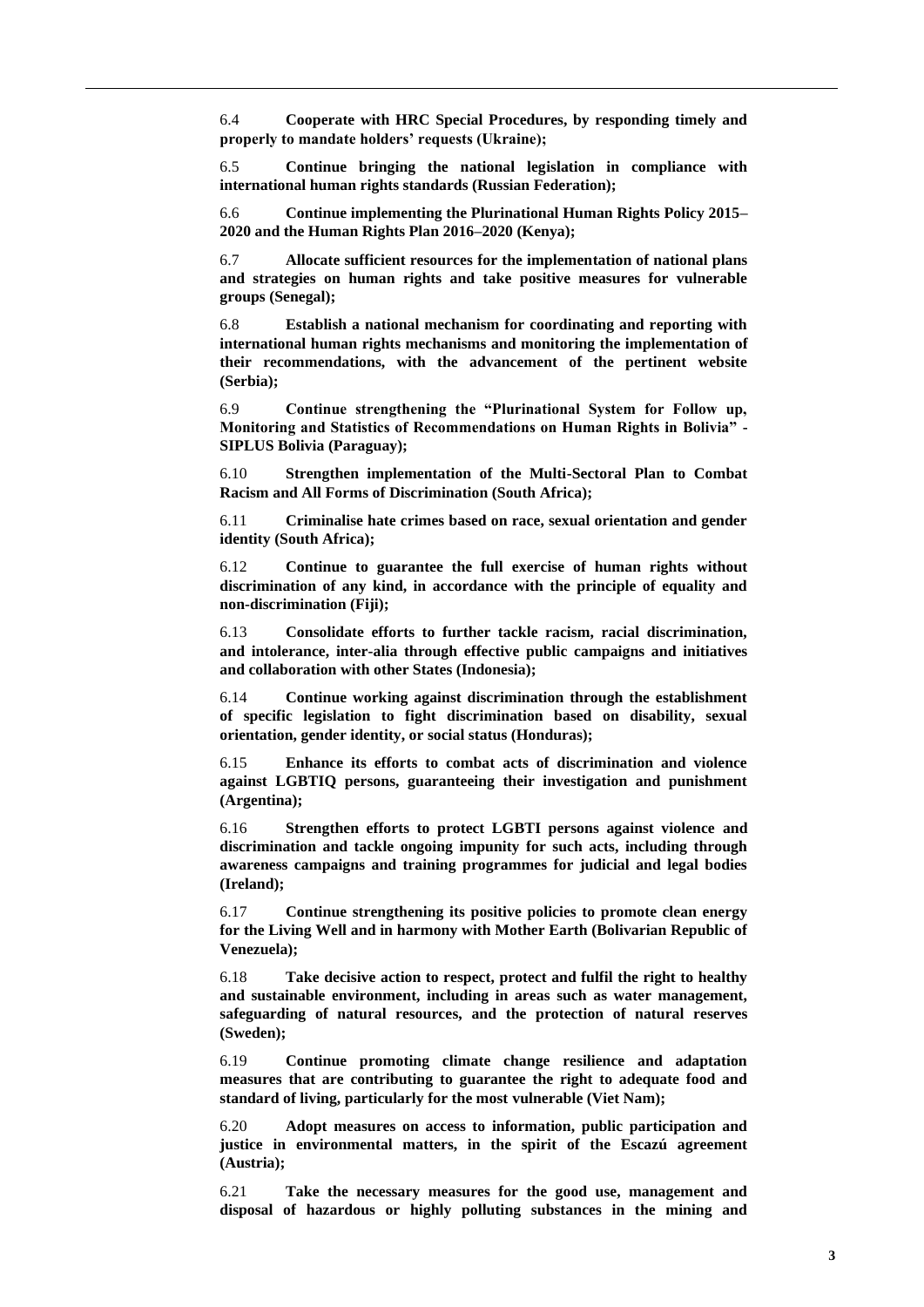6.4 **Cooperate with HRC Special Procedures, by responding timely and properly to mandate holders' requests (Ukraine);**

6.5 **Continue bringing the national legislation in compliance with international human rights standards (Russian Federation);**

6.6 **Continue implementing the Plurinational Human Rights Policy 2015–2020 and the Human Rights Plan 2016–2020 (Kenya);**

6.7 **Allocate sufficient resources for the implementation of national plans and strategies on human rights and take positive measures for vulnerable groups (Senegal);**

6.8 **Establish a national mechanism for coordinating and reporting with international human rights mechanisms and monitoring the implementation of their recommendations, with the advancement of the pertinent website (Serbia);**

6.9 **Continue strengthening the "Plurinational System for Follow up, Monitoring and Statistics of Recommendations on Human Rights in Bolivia" - SIPLUS Bolivia (Paraguay);**

6.10 **Strengthen implementation of the Multi-Sectoral Plan to Combat Racism and All Forms of Discrimination (South Africa);**

6.11 **Criminalise hate crimes based on race, sexual orientation and gender identity (South Africa);**

6.12 **Continue to guarantee the full exercise of human rights without discrimination of any kind, in accordance with the principle of equality and non-discrimination (Fiji);**

6.13 **Consolidate efforts to further tackle racism, racial discrimination, and intolerance, inter-alia through effective public campaigns and initiatives and collaboration with other States (Indonesia);**

6.14 **Continue working against discrimination through the establishment of specific legislation to fight discrimination based on disability, sexual orientation, gender identity, or social status (Honduras);**

6.15 **Enhance its efforts to combat acts of discrimination and violence against LGBTIQ persons, guaranteeing their investigation and punishment (Argentina);**

6.16 **Strengthen efforts to protect LGBTI persons against violence and discrimination and tackle ongoing impunity for such acts, including through awareness campaigns and training programmes for judicial and legal bodies (Ireland);**

6.17 **Continue strengthening its positive policies to promote clean energy for the Living Well and in harmony with Mother Earth (Bolivarian Republic of Venezuela);**

6.18 **Take decisive action to respect, protect and fulfil the right to healthy and sustainable environment, including in areas such as water management, safeguarding of natural resources, and the protection of natural reserves (Sweden);**

6.19 **Continue promoting climate change resilience and adaptation measures that are contributing to guarantee the right to adequate food and standard of living, particularly for the most vulnerable (Viet Nam);**

6.20 **Adopt measures on access to information, public participation and justice in environmental matters, in the spirit of the Escazú agreement (Austria);**

6.21 **Take the necessary measures for the good use, management and disposal of hazardous or highly polluting substances in the mining and**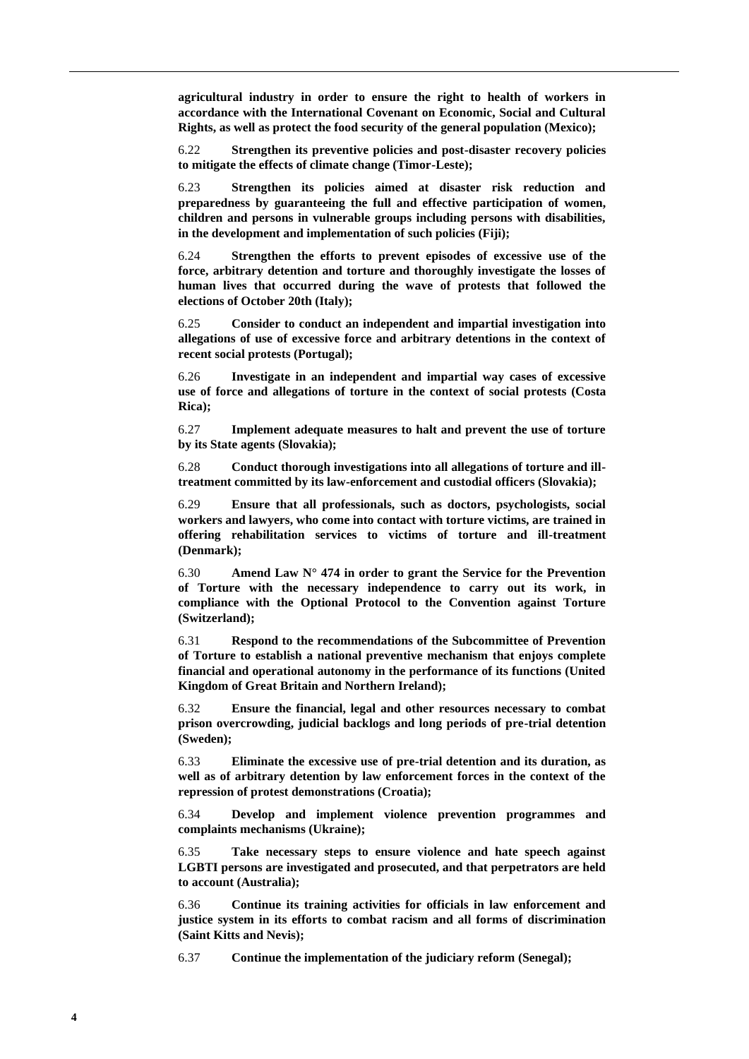**agricultural industry in order to ensure the right to health of workers in accordance with the International Covenant on Economic, Social and Cultural Rights, as well as protect the food security of the general population (Mexico);**

6.22 **Strengthen its preventive policies and post-disaster recovery policies to mitigate the effects of climate change (Timor-Leste);**

6.23 **Strengthen its policies aimed at disaster risk reduction and preparedness by guaranteeing the full and effective participation of women, children and persons in vulnerable groups including persons with disabilities, in the development and implementation of such policies (Fiji);**

6.24 **Strengthen the efforts to prevent episodes of excessive use of the force, arbitrary detention and torture and thoroughly investigate the losses of human lives that occurred during the wave of protests that followed the elections of October 20th (Italy);**

6.25 **Consider to conduct an independent and impartial investigation into allegations of use of excessive force and arbitrary detentions in the context of recent social protests (Portugal);**

6.26 **Investigate in an independent and impartial way cases of excessive use of force and allegations of torture in the context of social protests (Costa Rica);**

6.27 **Implement adequate measures to halt and prevent the use of torture by its State agents (Slovakia);**

6.28 **Conduct thorough investigations into all allegations of torture and ill-treatment committed by its law-enforcement and custodial officers (Slovakia);**

6.29 **Ensure that all professionals, such as doctors, psychologists, social workers and lawyers, who come into contact with torture victims, are trained in offering rehabilitation services to victims of torture and ill-treatment (Denmark);**

6.30 **Amend Law N° 474 in order to grant the Service for the Prevention of Torture with the necessary independence to carry out its work, in compliance with the Optional Protocol to the Convention against Torture (Switzerland);**

6.31 **Respond to the recommendations of the Subcommittee of Prevention of Torture to establish a national preventive mechanism that enjoys complete financial and operational autonomy in the performance of its functions (United Kingdom of Great Britain and Northern Ireland);**

6.32 **Ensure the financial, legal and other resources necessary to combat prison overcrowding, judicial backlogs and long periods of pre-trial detention (Sweden);**

6.33 **Eliminate the excessive use of pre-trial detention and its duration, as well as of arbitrary detention by law enforcement forces in the context of the repression of protest demonstrations (Croatia);**

6.34 **Develop and implement violence prevention programmes and complaints mechanisms (Ukraine);**

6.35 **Take necessary steps to ensure violence and hate speech against LGBTI persons are investigated and prosecuted, and that perpetrators are held to account (Australia);**

6.36 **Continue its training activities for officials in law enforcement and justice system in its efforts to combat racism and all forms of discrimination (Saint Kitts and Nevis);**

6.37 **Continue the implementation of the judiciary reform (Senegal);**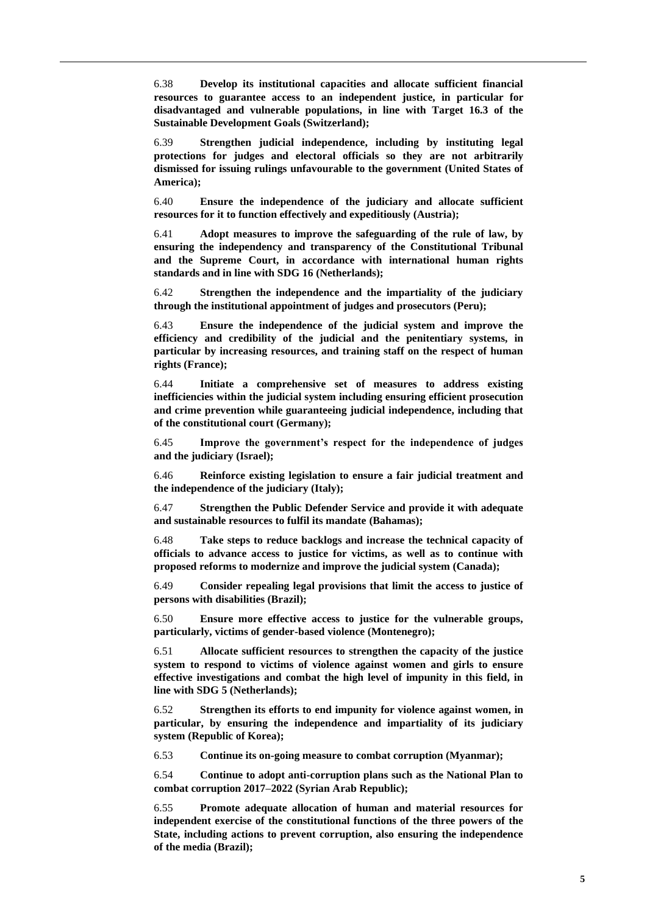6.38 **Develop its institutional capacities and allocate sufficient financial resources to guarantee access to an independent justice, in particular for disadvantaged and vulnerable populations, in line with Target 16.3 of the Sustainable Development Goals (Switzerland);**

6.39 **Strengthen judicial independence, including by instituting legal protections for judges and electoral officials so they are not arbitrarily dismissed for issuing rulings unfavourable to the government (United States of America);**

6.40 **Ensure the independence of the judiciary and allocate sufficient resources for it to function effectively and expeditiously (Austria);**

6.41 **Adopt measures to improve the safeguarding of the rule of law, by ensuring the independency and transparency of the Constitutional Tribunal and the Supreme Court, in accordance with international human rights standards and in line with SDG 16 (Netherlands);**

6.42 **Strengthen the independence and the impartiality of the judiciary through the institutional appointment of judges and prosecutors (Peru);**

6.43 **Ensure the independence of the judicial system and improve the efficiency and credibility of the judicial and the penitentiary systems, in particular by increasing resources, and training staff on the respect of human rights (France);**

6.44 **Initiate a comprehensive set of measures to address existing inefficiencies within the judicial system including ensuring efficient prosecution and crime prevention while guaranteeing judicial independence, including that of the constitutional court (Germany);**

6.45 **Improve the government's respect for the independence of judges and the judiciary (Israel);**

6.46 **Reinforce existing legislation to ensure a fair judicial treatment and the independence of the judiciary (Italy);**

6.47 **Strengthen the Public Defender Service and provide it with adequate and sustainable resources to fulfil its mandate (Bahamas);**

6.48 **Take steps to reduce backlogs and increase the technical capacity of officials to advance access to justice for victims, as well as to continue with proposed reforms to modernize and improve the judicial system (Canada);**

6.49 **Consider repealing legal provisions that limit the access to justice of persons with disabilities (Brazil);**

6.50 **Ensure more effective access to justice for the vulnerable groups, particularly, victims of gender-based violence (Montenegro);**

6.51 **Allocate sufficient resources to strengthen the capacity of the justice system to respond to victims of violence against women and girls to ensure effective investigations and combat the high level of impunity in this field, in line with SDG 5 (Netherlands);**

6.52 **Strengthen its efforts to end impunity for violence against women, in particular, by ensuring the independence and impartiality of its judiciary system (Republic of Korea);**

6.53 **Continue its on-going measure to combat corruption (Myanmar);**

6.54 **Continue to adopt anti-corruption plans such as the National Plan to combat corruption 2017–2022 (Syrian Arab Republic);**

6.55 **Promote adequate allocation of human and material resources for independent exercise of the constitutional functions of the three powers of the State, including actions to prevent corruption, also ensuring the independence of the media (Brazil);**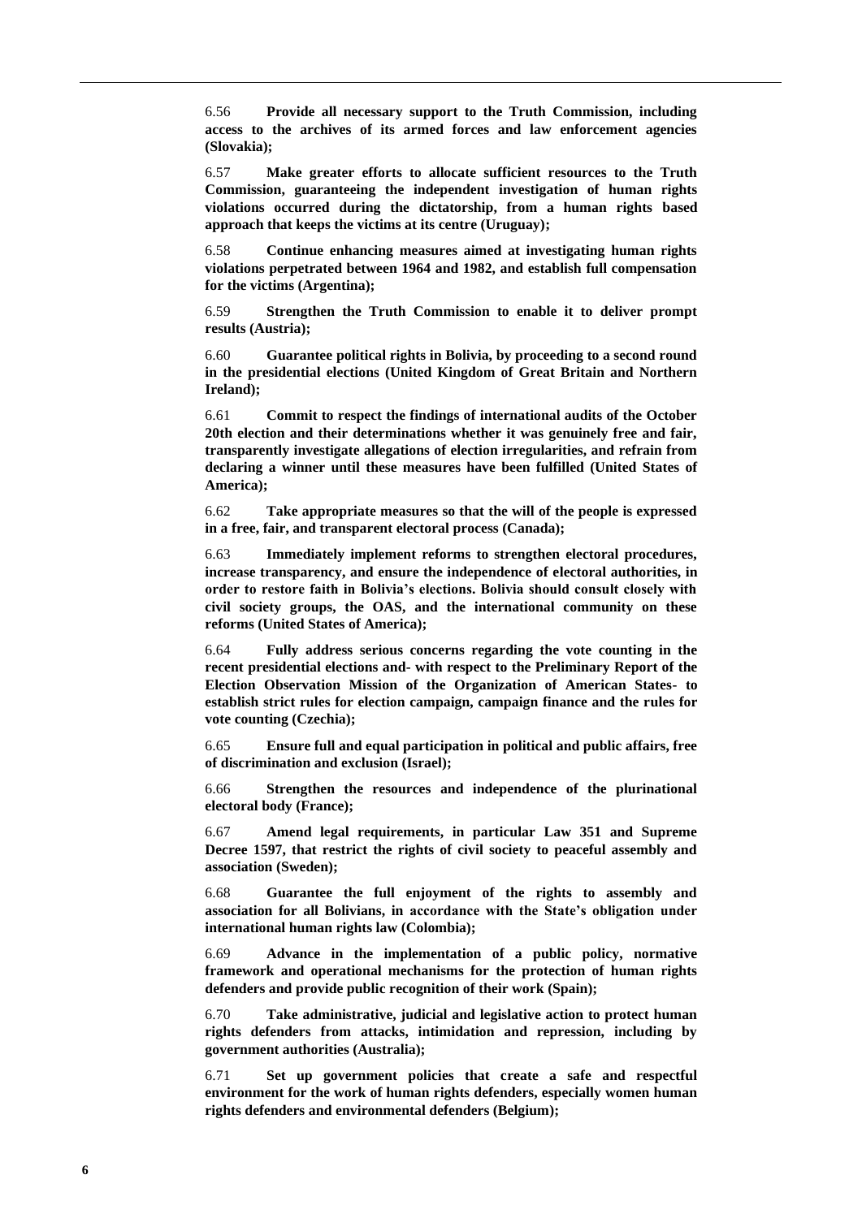6.56 **Provide all necessary support to the Truth Commission, including access to the archives of its armed forces and law enforcement agencies (Slovakia);**

6.57 **Make greater efforts to allocate sufficient resources to the Truth Commission, guaranteeing the independent investigation of human rights violations occurred during the dictatorship, from a human rights based approach that keeps the victims at its centre (Uruguay);**

6.58 **Continue enhancing measures aimed at investigating human rights violations perpetrated between 1964 and 1982, and establish full compensation for the victims (Argentina);**

6.59 **Strengthen the Truth Commission to enable it to deliver prompt results (Austria);**

6.60 **Guarantee political rights in Bolivia, by proceeding to a second round in the presidential elections (United Kingdom of Great Britain and Northern Ireland);**

6.61 **Commit to respect the findings of international audits of the October 20th election and their determinations whether it was genuinely free and fair, transparently investigate allegations of election irregularities, and refrain from declaring a winner until these measures have been fulfilled (United States of America);**

6.62 **Take appropriate measures so that the will of the people is expressed in a free, fair, and transparent electoral process (Canada);**

6.63 **Immediately implement reforms to strengthen electoral procedures, increase transparency, and ensure the independence of electoral authorities, in order to restore faith in Bolivia's elections. Bolivia should consult closely with civil society groups, the OAS, and the international community on these reforms (United States of America);**

6.64 **Fully address serious concerns regarding the vote counting in the recent presidential elections and- with respect to the Preliminary Report of the Election Observation Mission of the Organization of American States- to establish strict rules for election campaign, campaign finance and the rules for vote counting (Czechia);**

6.65 **Ensure full and equal participation in political and public affairs, free of discrimination and exclusion (Israel);**

6.66 **Strengthen the resources and independence of the plurinational electoral body (France);**

6.67 **Amend legal requirements, in particular Law 351 and Supreme Decree 1597, that restrict the rights of civil society to peaceful assembly and association (Sweden);**

6.68 **Guarantee the full enjoyment of the rights to assembly and association for all Bolivians, in accordance with the State's obligation under international human rights law (Colombia);**

6.69 **Advance in the implementation of a public policy, normative framework and operational mechanisms for the protection of human rights defenders and provide public recognition of their work (Spain);**

6.70 **Take administrative, judicial and legislative action to protect human rights defenders from attacks, intimidation and repression, including by government authorities (Australia);**

6.71 **Set up government policies that create a safe and respectful environment for the work of human rights defenders, especially women human rights defenders and environmental defenders (Belgium);**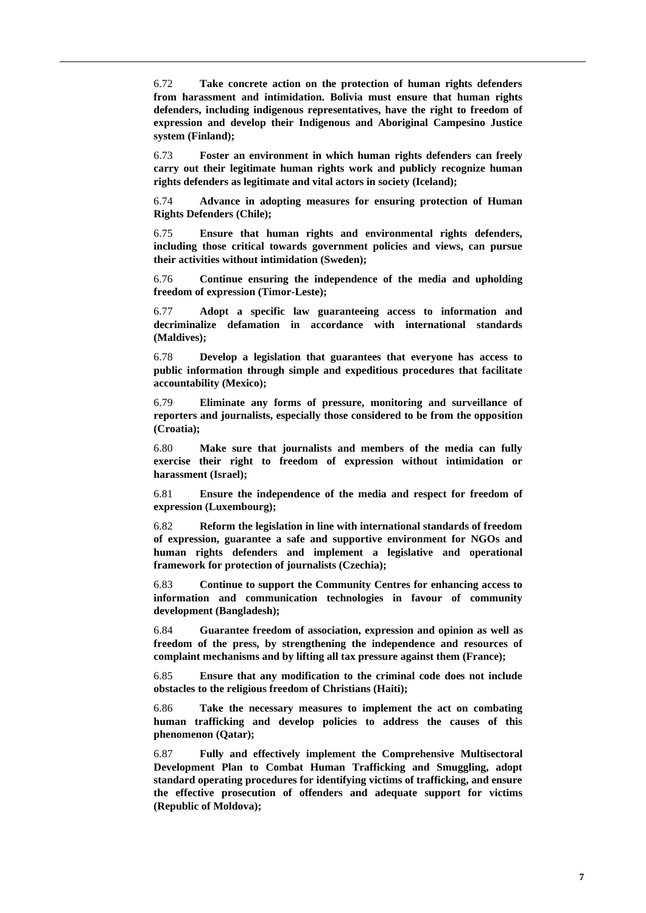6.72 **Take concrete action on the protection of human rights defenders from harassment and intimidation. Bolivia must ensure that human rights defenders, including indigenous representatives, have the right to freedom of expression and develop their Indigenous and Aboriginal Campesino Justice system (Finland);**

6.73 **Foster an environment in which human rights defenders can freely carry out their legitimate human rights work and publicly recognize human rights defenders as legitimate and vital actors in society (Iceland);**

6.74 **Advance in adopting measures for ensuring protection of Human Rights Defenders (Chile);**

6.75 **Ensure that human rights and environmental rights defenders, including those critical towards government policies and views, can pursue their activities without intimidation (Sweden);**

6.76 **Continue ensuring the independence of the media and upholding freedom of expression (Timor-Leste);**

6.77 **Adopt a specific law guaranteeing access to information and decriminalize defamation in accordance with international standards (Maldives);**

6.78 **Develop a legislation that guarantees that everyone has access to public information through simple and expeditious procedures that facilitate accountability (Mexico);**

6.79 **Eliminate any forms of pressure, monitoring and surveillance of reporters and journalists, especially those considered to be from the opposition (Croatia);**

6.80 **Make sure that journalists and members of the media can fully exercise their right to freedom of expression without intimidation or harassment (Israel);**

6.81 **Ensure the independence of the media and respect for freedom of expression (Luxembourg);**

6.82 **Reform the legislation in line with international standards of freedom of expression, guarantee a safe and supportive environment for NGOs and human rights defenders and implement a legislative and operational framework for protection of journalists (Czechia);**

6.83 **Continue to support the Community Centres for enhancing access to information and communication technologies in favour of community development (Bangladesh);**

6.84 **Guarantee freedom of association, expression and opinion as well as freedom of the press, by strengthening the independence and resources of complaint mechanisms and by lifting all tax pressure against them (France);**

6.85 **Ensure that any modification to the criminal code does not include obstacles to the religious freedom of Christians (Haiti);**

6.86 **Take the necessary measures to implement the act on combating human trafficking and develop policies to address the causes of this phenomenon (Qatar);**

6.87 **Fully and effectively implement the Comprehensive Multisectoral Development Plan to Combat Human Trafficking and Smuggling, adopt standard operating procedures for identifying victims of trafficking, and ensure the effective prosecution of offenders and adequate support for victims (Republic of Moldova);**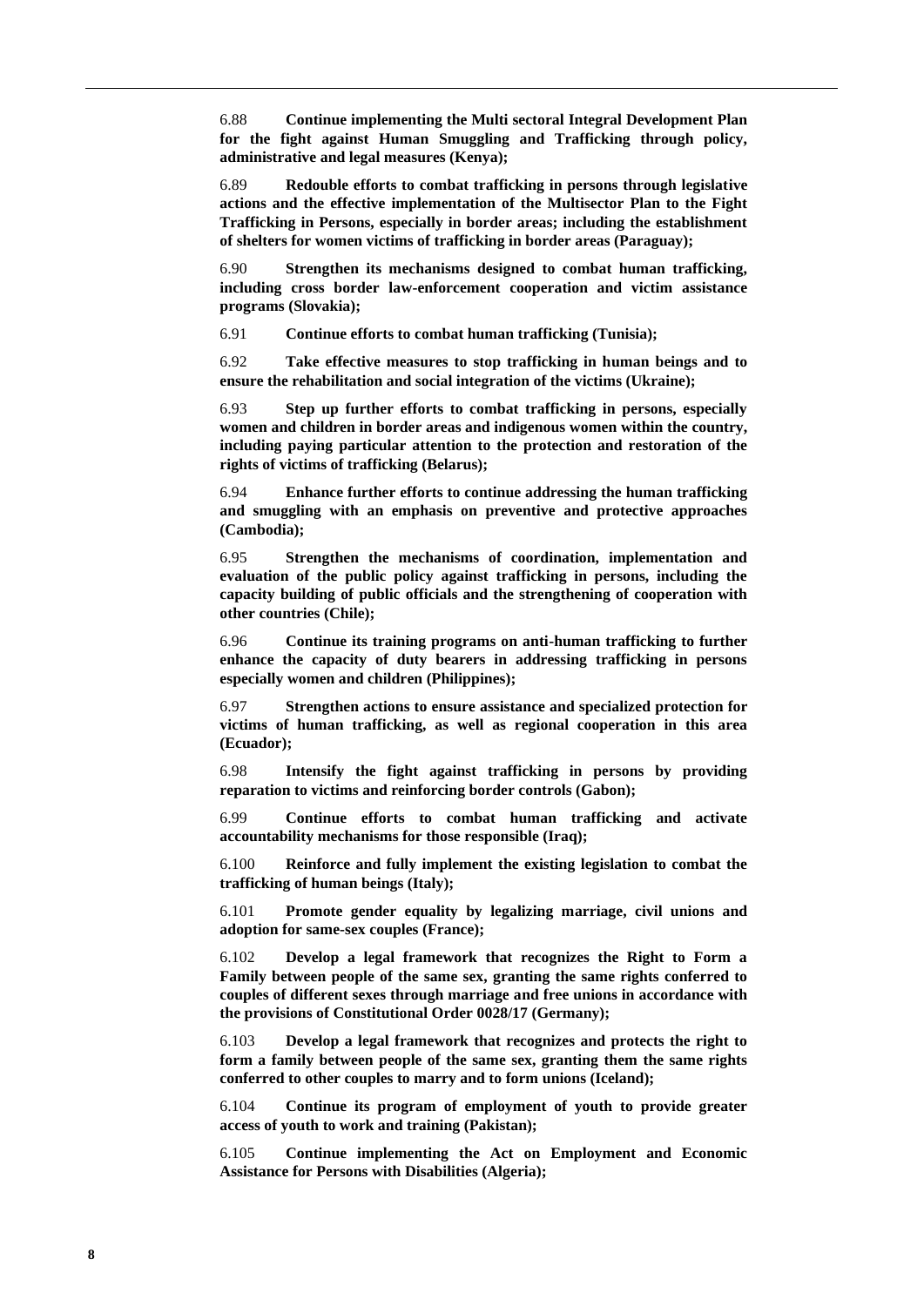6.88 **Continue implementing the Multi sectoral Integral Development Plan for the fight against Human Smuggling and Trafficking through policy, administrative and legal measures (Kenya);**

6.89 **Redouble efforts to combat trafficking in persons through legislative actions and the effective implementation of the Multisector Plan to the Fight Trafficking in Persons, especially in border areas; including the establishment of shelters for women victims of trafficking in border areas (Paraguay);**

6.90 **Strengthen its mechanisms designed to combat human trafficking, including cross border law-enforcement cooperation and victim assistance programs (Slovakia);**

6.91 **Continue efforts to combat human trafficking (Tunisia);**

6.92 **Take effective measures to stop trafficking in human beings and to ensure the rehabilitation and social integration of the victims (Ukraine);**

6.93 **Step up further efforts to combat trafficking in persons, especially women and children in border areas and indigenous women within the country, including paying particular attention to the protection and restoration of the rights of victims of trafficking (Belarus);**

6.94 **Enhance further efforts to continue addressing the human trafficking and smuggling with an emphasis on preventive and protective approaches (Cambodia);**

6.95 **Strengthen the mechanisms of coordination, implementation and evaluation of the public policy against trafficking in persons, including the capacity building of public officials and the strengthening of cooperation with other countries (Chile);**

6.96 **Continue its training programs on anti-human trafficking to further enhance the capacity of duty bearers in addressing trafficking in persons especially women and children (Philippines);**

6.97 **Strengthen actions to ensure assistance and specialized protection for victims of human trafficking, as well as regional cooperation in this area (Ecuador);**

6.98 **Intensify the fight against trafficking in persons by providing reparation to victims and reinforcing border controls (Gabon);**

6.99 **Continue efforts to combat human trafficking and activate accountability mechanisms for those responsible (Iraq);**

6.100 **Reinforce and fully implement the existing legislation to combat the trafficking of human beings (Italy);**

6.101 **Promote gender equality by legalizing marriage, civil unions and adoption for same-sex couples (France);**

6.102 **Develop a legal framework that recognizes the Right to Form a Family between people of the same sex, granting the same rights conferred to couples of different sexes through marriage and free unions in accordance with the provisions of Constitutional Order 0028/17 (Germany);**

6.103 **Develop a legal framework that recognizes and protects the right to form a family between people of the same sex, granting them the same rights conferred to other couples to marry and to form unions (Iceland);**

6.104 **Continue its program of employment of youth to provide greater access of youth to work and training (Pakistan);**

6.105 **Continue implementing the Act on Employment and Economic Assistance for Persons with Disabilities (Algeria);**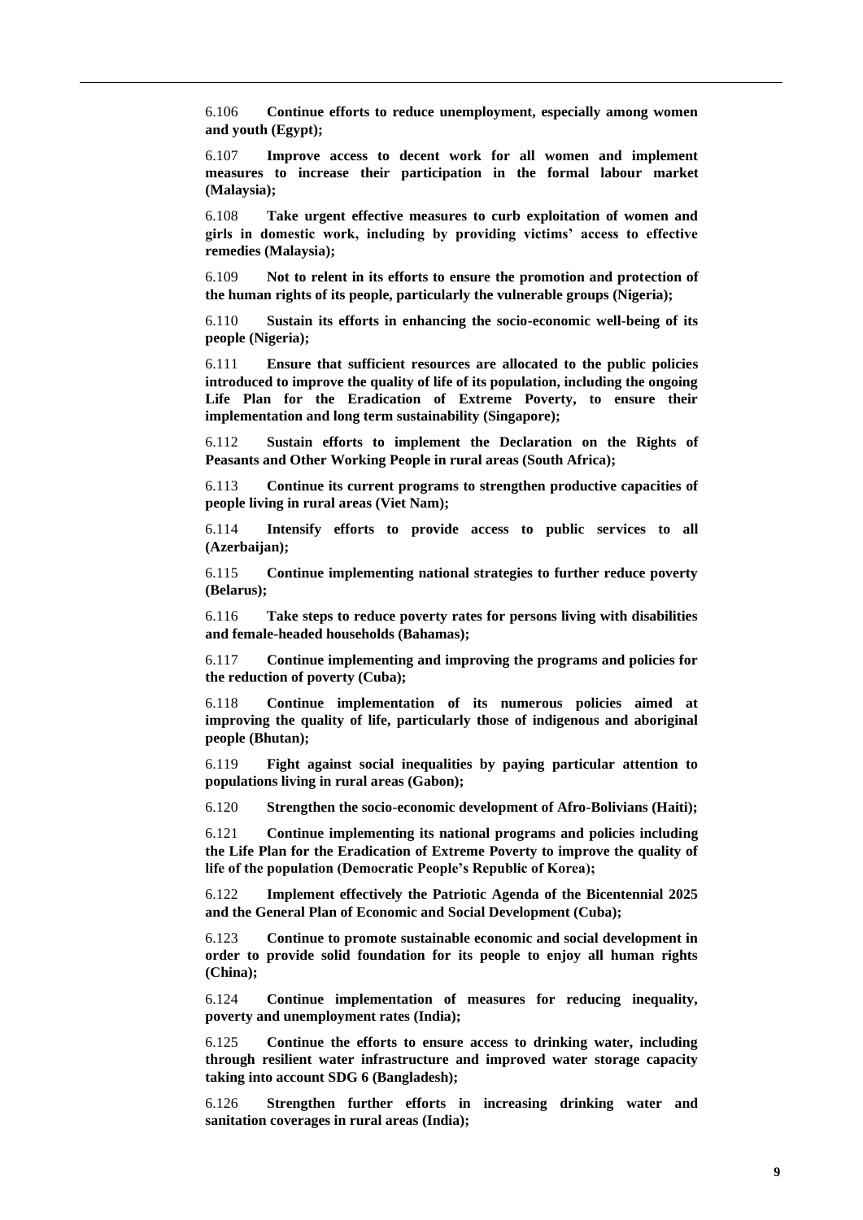6.106 **Continue efforts to reduce unemployment, especially among women and youth (Egypt);**

6.107 **Improve access to decent work for all women and implement measures to increase their participation in the formal labour market (Malaysia);**

6.108 **Take urgent effective measures to curb exploitation of women and girls in domestic work, including by providing victims' access to effective remedies (Malaysia);**

6.109 **Not to relent in its efforts to ensure the promotion and protection of the human rights of its people, particularly the vulnerable groups (Nigeria);**

6.110 **Sustain its efforts in enhancing the socio-economic well-being of its people (Nigeria);**

6.111 **Ensure that sufficient resources are allocated to the public policies introduced to improve the quality of life of its population, including the ongoing Life Plan for the Eradication of Extreme Poverty, to ensure their implementation and long term sustainability (Singapore);**

6.112 **Sustain efforts to implement the Declaration on the Rights of Peasants and Other Working People in rural areas (South Africa);**

6.113 **Continue its current programs to strengthen productive capacities of people living in rural areas (Viet Nam);**

6.114 **Intensify efforts to provide access to public services to all (Azerbaijan);**

6.115 **Continue implementing national strategies to further reduce poverty (Belarus);**

6.116 **Take steps to reduce poverty rates for persons living with disabilities and female-headed households (Bahamas);**

6.117 **Continue implementing and improving the programs and policies for the reduction of poverty (Cuba);**

6.118 **Continue implementation of its numerous policies aimed at improving the quality of life, particularly those of indigenous and aboriginal people (Bhutan);**

6.119 **Fight against social inequalities by paying particular attention to populations living in rural areas (Gabon);**

6.120 **Strengthen the socio-economic development of Afro-Bolivians (Haiti);**

6.121 **Continue implementing its national programs and policies including the Life Plan for the Eradication of Extreme Poverty to improve the quality of life of the population (Democratic People's Republic of Korea);**

6.122 **Implement effectively the Patriotic Agenda of the Bicentennial 2025 and the General Plan of Economic and Social Development (Cuba);**

6.123 **Continue to promote sustainable economic and social development in order to provide solid foundation for its people to enjoy all human rights (China);**

6.124 **Continue implementation of measures for reducing inequality, poverty and unemployment rates (India);**

6.125 **Continue the efforts to ensure access to drinking water, including through resilient water infrastructure and improved water storage capacity taking into account SDG 6 (Bangladesh);**

6.126 **Strengthen further efforts in increasing drinking water and sanitation coverages in rural areas (India);**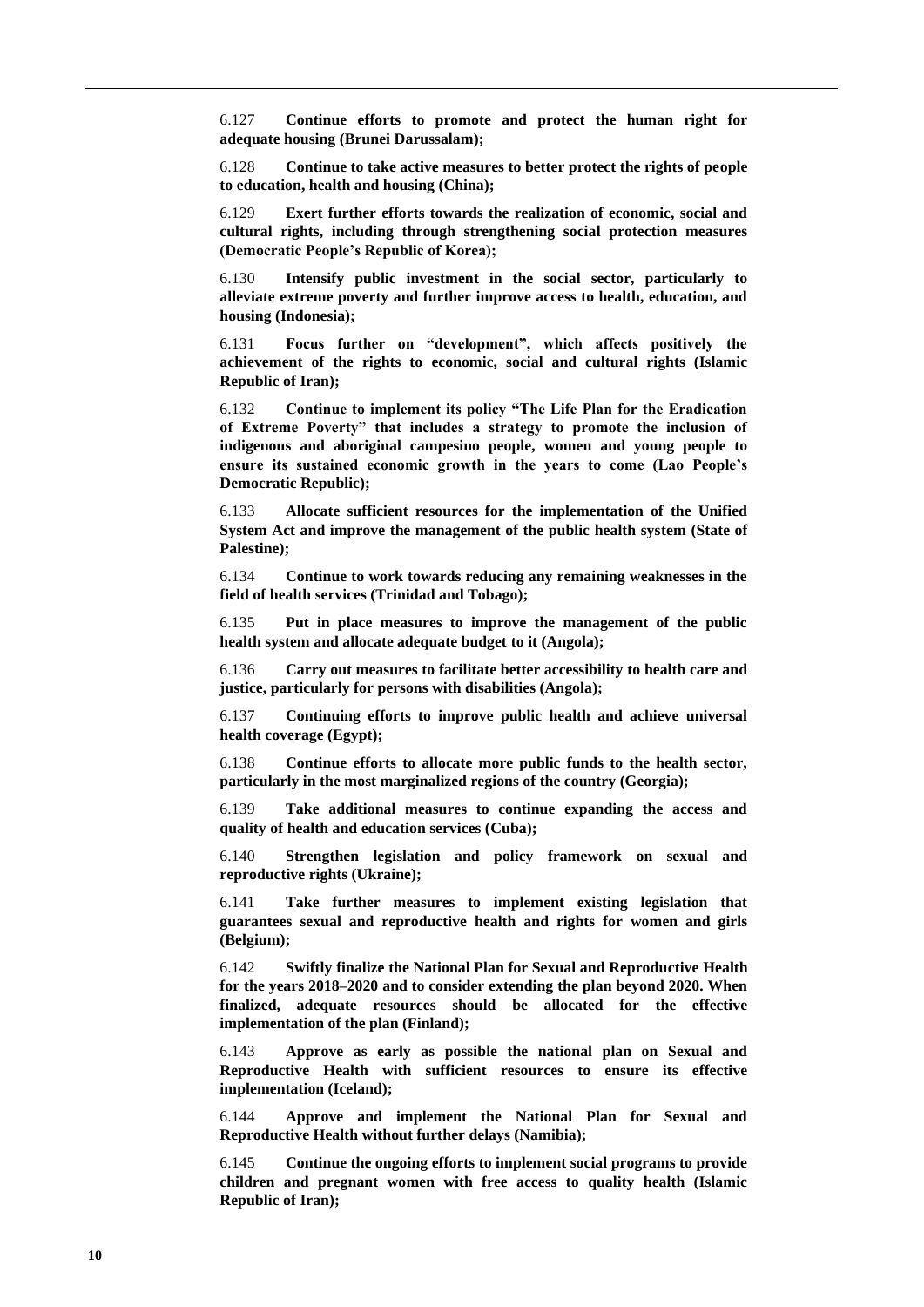6.127 **Continue efforts to promote and protect the human right for adequate housing (Brunei Darussalam);**

6.128 **Continue to take active measures to better protect the rights of people to education, health and housing (China);**

6.129 **Exert further efforts towards the realization of economic, social and cultural rights, including through strengthening social protection measures (Democratic People's Republic of Korea);**

6.130 **Intensify public investment in the social sector, particularly to alleviate extreme poverty and further improve access to health, education, and housing (Indonesia);**

6.131 **Focus further on "development", which affects positively the achievement of the rights to economic, social and cultural rights (Islamic Republic of Iran);**

6.132 **Continue to implement its policy "The Life Plan for the Eradication of Extreme Poverty" that includes a strategy to promote the inclusion of indigenous and aboriginal campesino people, women and young people to ensure its sustained economic growth in the years to come (Lao People's Democratic Republic);**

6.133 **Allocate sufficient resources for the implementation of the Unified System Act and improve the management of the public health system (State of Palestine);**

6.134 **Continue to work towards reducing any remaining weaknesses in the field of health services (Trinidad and Tobago);**

6.135 **Put in place measures to improve the management of the public health system and allocate adequate budget to it (Angola);**

6.136 **Carry out measures to facilitate better accessibility to health care and justice, particularly for persons with disabilities (Angola);**

6.137 **Continuing efforts to improve public health and achieve universal health coverage (Egypt);**

6.138 **Continue efforts to allocate more public funds to the health sector, particularly in the most marginalized regions of the country (Georgia);**

6.139 **Take additional measures to continue expanding the access and quality of health and education services (Cuba);**

6.140 **Strengthen legislation and policy framework on sexual and reproductive rights (Ukraine);**

6.141 **Take further measures to implement existing legislation that guarantees sexual and reproductive health and rights for women and girls (Belgium);**

6.142 **Swiftly finalize the National Plan for Sexual and Reproductive Health for the years 2018–2020 and to consider extending the plan beyond 2020. When finalized, adequate resources should be allocated for the effective implementation of the plan (Finland);**

6.143 **Approve as early as possible the national plan on Sexual and Reproductive Health with sufficient resources to ensure its effective implementation (Iceland);**

6.144 **Approve and implement the National Plan for Sexual and Reproductive Health without further delays (Namibia);**

6.145 **Continue the ongoing efforts to implement social programs to provide children and pregnant women with free access to quality health (Islamic Republic of Iran);**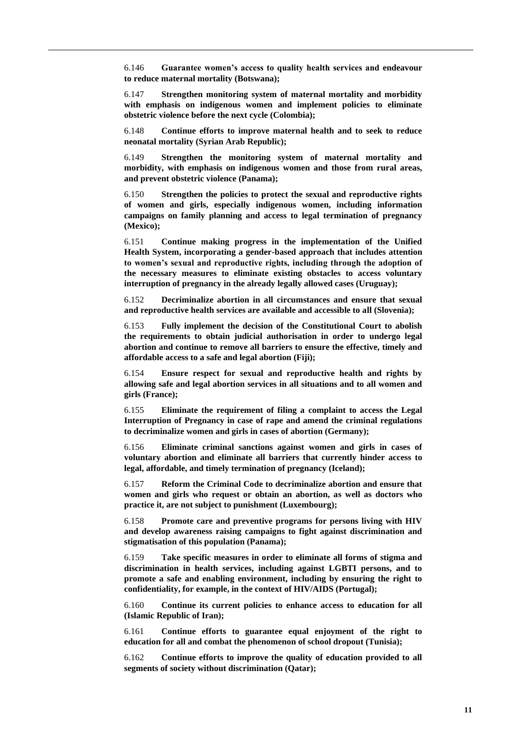6.146 **Guarantee women's access to quality health services and endeavour to reduce maternal mortality (Botswana);**

6.147 **Strengthen monitoring system of maternal mortality and morbidity with emphasis on indigenous women and implement policies to eliminate obstetric violence before the next cycle (Colombia);**

6.148 **Continue efforts to improve maternal health and to seek to reduce neonatal mortality (Syrian Arab Republic);**

6.149 **Strengthen the monitoring system of maternal mortality and morbidity, with emphasis on indigenous women and those from rural areas, and prevent obstetric violence (Panama);**

6.150 **Strengthen the policies to protect the sexual and reproductive rights of women and girls, especially indigenous women, including information campaigns on family planning and access to legal termination of pregnancy (Mexico);**

6.151 **Continue making progress in the implementation of the Unified Health System, incorporating a gender-based approach that includes attention to women's sexual and reproductive rights, including through the adoption of the necessary measures to eliminate existing obstacles to access voluntary interruption of pregnancy in the already legally allowed cases (Uruguay);**

6.152 **Decriminalize abortion in all circumstances and ensure that sexual and reproductive health services are available and accessible to all (Slovenia);**

6.153 **Fully implement the decision of the Constitutional Court to abolish the requirements to obtain judicial authorisation in order to undergo legal abortion and continue to remove all barriers to ensure the effective, timely and affordable access to a safe and legal abortion (Fiji);**

6.154 **Ensure respect for sexual and reproductive health and rights by allowing safe and legal abortion services in all situations and to all women and girls (France);**

6.155 **Eliminate the requirement of filing a complaint to access the Legal Interruption of Pregnancy in case of rape and amend the criminal regulations to decriminalize women and girls in cases of abortion (Germany);**

6.156 **Eliminate criminal sanctions against women and girls in cases of voluntary abortion and eliminate all barriers that currently hinder access to legal, affordable, and timely termination of pregnancy (Iceland);**

6.157 **Reform the Criminal Code to decriminalize abortion and ensure that women and girls who request or obtain an abortion, as well as doctors who practice it, are not subject to punishment (Luxembourg);**

6.158 **Promote care and preventive programs for persons living with HIV and develop awareness raising campaigns to fight against discrimination and stigmatisation of this population (Panama);**

6.159 **Take specific measures in order to eliminate all forms of stigma and discrimination in health services, including against LGBTI persons, and to promote a safe and enabling environment, including by ensuring the right to confidentiality, for example, in the context of HIV/AIDS (Portugal);**

6.160 **Continue its current policies to enhance access to education for all (Islamic Republic of Iran);**

6.161 **Continue efforts to guarantee equal enjoyment of the right to education for all and combat the phenomenon of school dropout (Tunisia);**

6.162 **Continue efforts to improve the quality of education provided to all segments of society without discrimination (Qatar);**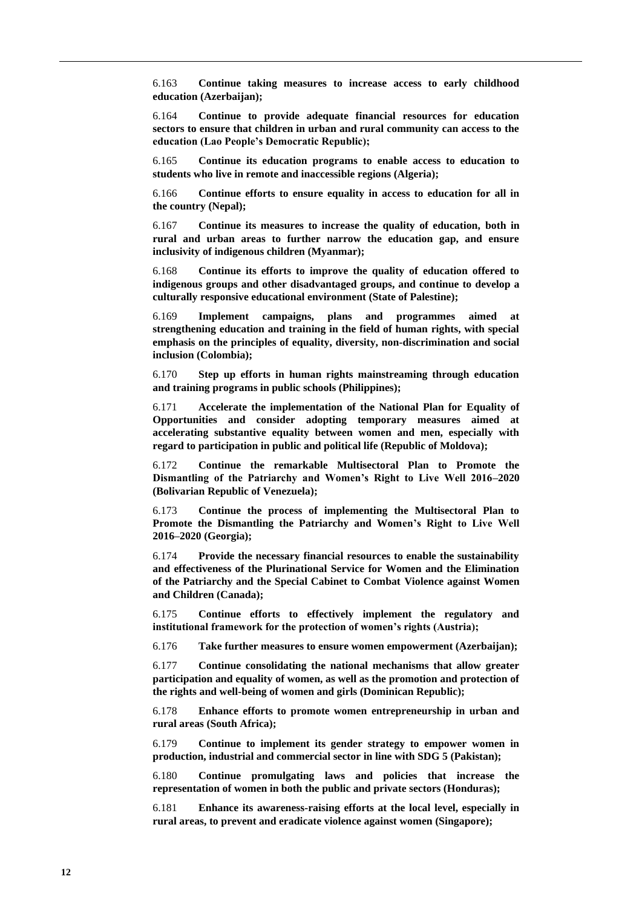6.163 **Continue taking measures to increase access to early childhood education (Azerbaijan);**

6.164 **Continue to provide adequate financial resources for education sectors to ensure that children in urban and rural community can access to the education (Lao People's Democratic Republic);**

6.165 **Continue its education programs to enable access to education to students who live in remote and inaccessible regions (Algeria);**

6.166 **Continue efforts to ensure equality in access to education for all in the country (Nepal);**

6.167 **Continue its measures to increase the quality of education, both in rural and urban areas to further narrow the education gap, and ensure inclusivity of indigenous children (Myanmar);**

6.168 **Continue its efforts to improve the quality of education offered to indigenous groups and other disadvantaged groups, and continue to develop a culturally responsive educational environment (State of Palestine);**

6.169 **Implement campaigns, plans and programmes aimed at strengthening education and training in the field of human rights, with special emphasis on the principles of equality, diversity, non-discrimination and social inclusion (Colombia);**

6.170 **Step up efforts in human rights mainstreaming through education and training programs in public schools (Philippines);**

6.171 **Accelerate the implementation of the National Plan for Equality of Opportunities and consider adopting temporary measures aimed at accelerating substantive equality between women and men, especially with regard to participation in public and political life (Republic of Moldova);**

6.172 **Continue the remarkable Multisectoral Plan to Promote the Dismantling of the Patriarchy and Women's Right to Live Well 2016–2020 (Bolivarian Republic of Venezuela);**

6.173 **Continue the process of implementing the Multisectoral Plan to Promote the Dismantling the Patriarchy and Women's Right to Live Well 2016–2020 (Georgia);**

6.174 **Provide the necessary financial resources to enable the sustainability and effectiveness of the Plurinational Service for Women and the Elimination of the Patriarchy and the Special Cabinet to Combat Violence against Women and Children (Canada);**

6.175 **Continue efforts to effectively implement the regulatory and institutional framework for the protection of women's rights (Austria);**

6.176 **Take further measures to ensure women empowerment (Azerbaijan);**

6.177 **Continue consolidating the national mechanisms that allow greater participation and equality of women, as well as the promotion and protection of the rights and well-being of women and girls (Dominican Republic);**

6.178 **Enhance efforts to promote women entrepreneurship in urban and rural areas (South Africa);**

6.179 **Continue to implement its gender strategy to empower women in production, industrial and commercial sector in line with SDG 5 (Pakistan);**

6.180 **Continue promulgating laws and policies that increase the representation of women in both the public and private sectors (Honduras);**

6.181 **Enhance its awareness-raising efforts at the local level, especially in rural areas, to prevent and eradicate violence against women (Singapore);**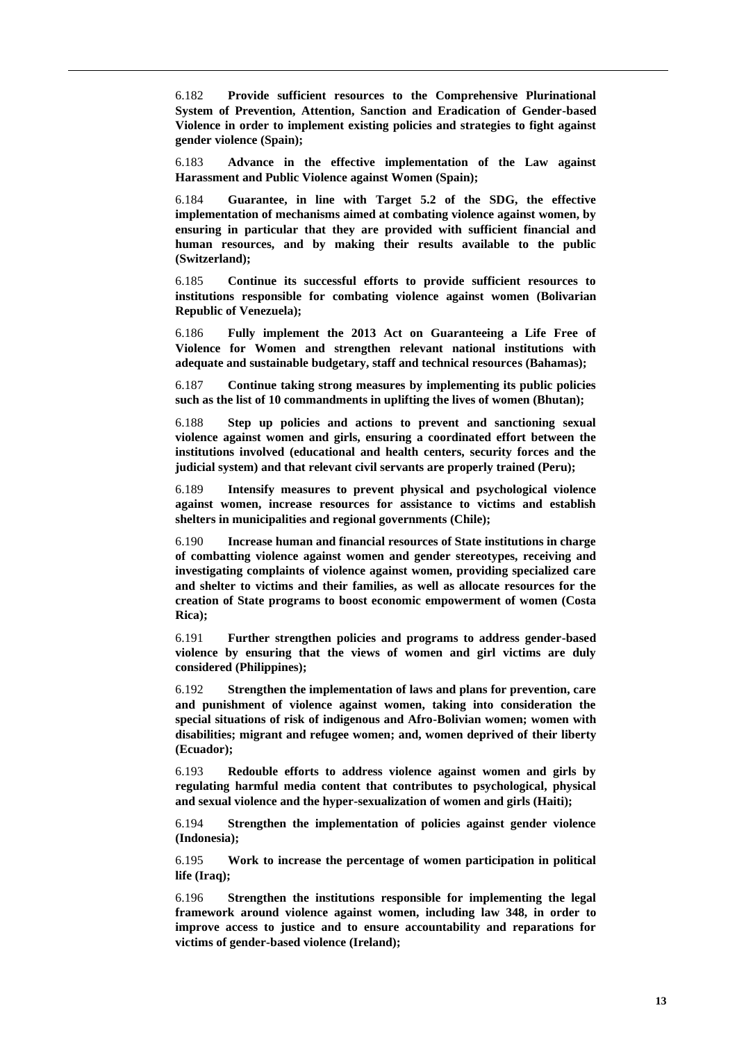6.182 **Provide sufficient resources to the Comprehensive Plurinational System of Prevention, Attention, Sanction and Eradication of Gender-based Violence in order to implement existing policies and strategies to fight against gender violence (Spain);**

6.183 **Advance in the effective implementation of the Law against Harassment and Public Violence against Women (Spain);**

6.184 **Guarantee, in line with Target 5.2 of the SDG, the effective implementation of mechanisms aimed at combating violence against women, by ensuring in particular that they are provided with sufficient financial and human resources, and by making their results available to the public (Switzerland);**

6.185 **Continue its successful efforts to provide sufficient resources to institutions responsible for combating violence against women (Bolivarian Republic of Venezuela);**

6.186 **Fully implement the 2013 Act on Guaranteeing a Life Free of Violence for Women and strengthen relevant national institutions with adequate and sustainable budgetary, staff and technical resources (Bahamas);**

6.187 **Continue taking strong measures by implementing its public policies such as the list of 10 commandments in uplifting the lives of women (Bhutan);**

6.188 **Step up policies and actions to prevent and sanctioning sexual violence against women and girls, ensuring a coordinated effort between the institutions involved (educational and health centers, security forces and the judicial system) and that relevant civil servants are properly trained (Peru);**

6.189 **Intensify measures to prevent physical and psychological violence against women, increase resources for assistance to victims and establish shelters in municipalities and regional governments (Chile);**

6.190 **Increase human and financial resources of State institutions in charge of combatting violence against women and gender stereotypes, receiving and investigating complaints of violence against women, providing specialized care and shelter to victims and their families, as well as allocate resources for the creation of State programs to boost economic empowerment of women (Costa Rica);**

6.191 **Further strengthen policies and programs to address gender-based violence by ensuring that the views of women and girl victims are duly considered (Philippines);**

6.192 **Strengthen the implementation of laws and plans for prevention, care and punishment of violence against women, taking into consideration the special situations of risk of indigenous and Afro-Bolivian women; women with disabilities; migrant and refugee women; and, women deprived of their liberty (Ecuador);**

6.193 **Redouble efforts to address violence against women and girls by regulating harmful media content that contributes to psychological, physical and sexual violence and the hyper-sexualization of women and girls (Haiti);**

6.194 **Strengthen the implementation of policies against gender violence (Indonesia);**

6.195 **Work to increase the percentage of women participation in political life (Iraq);**

6.196 **Strengthen the institutions responsible for implementing the legal framework around violence against women, including law 348, in order to improve access to justice and to ensure accountability and reparations for victims of gender-based violence (Ireland);**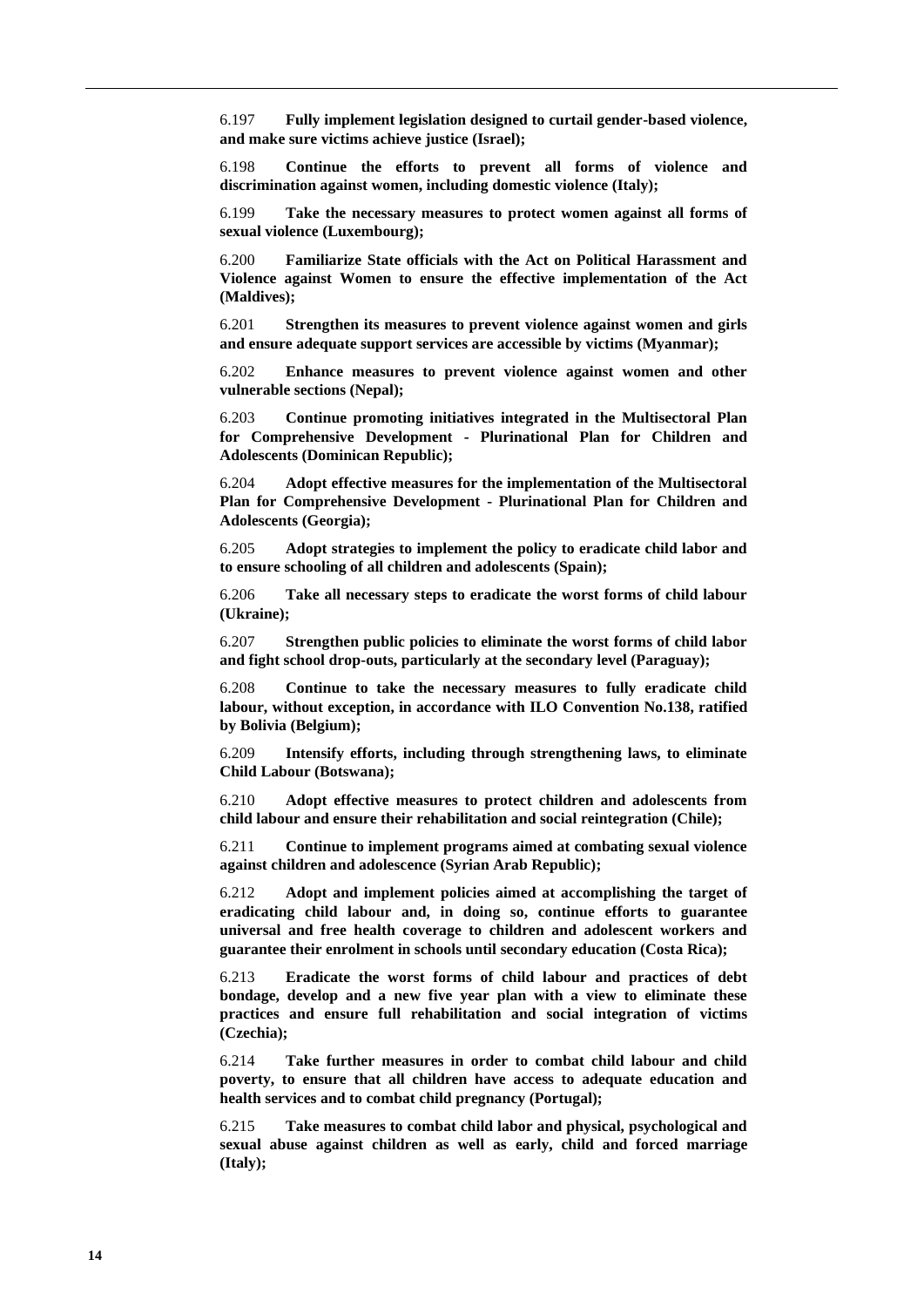6.197 **Fully implement legislation designed to curtail gender-based violence, and make sure victims achieve justice (Israel);**

6.198 **Continue the efforts to prevent all forms of violence and discrimination against women, including domestic violence (Italy);**

6.199 **Take the necessary measures to protect women against all forms of sexual violence (Luxembourg);**

6.200 **Familiarize State officials with the Act on Political Harassment and Violence against Women to ensure the effective implementation of the Act (Maldives);**

6.201 **Strengthen its measures to prevent violence against women and girls and ensure adequate support services are accessible by victims (Myanmar);**

6.202 **Enhance measures to prevent violence against women and other vulnerable sections (Nepal);**

6.203 **Continue promoting initiatives integrated in the Multisectoral Plan for Comprehensive Development - Plurinational Plan for Children and Adolescents (Dominican Republic);**

6.204 **Adopt effective measures for the implementation of the Multisectoral Plan for Comprehensive Development - Plurinational Plan for Children and Adolescents (Georgia);**

6.205 **Adopt strategies to implement the policy to eradicate child labor and to ensure schooling of all children and adolescents (Spain);**

6.206 **Take all necessary steps to eradicate the worst forms of child labour (Ukraine);**

6.207 **Strengthen public policies to eliminate the worst forms of child labor and fight school drop-outs, particularly at the secondary level (Paraguay);**

6.208 **Continue to take the necessary measures to fully eradicate child labour, without exception, in accordance with ILO Convention No.138, ratified by Bolivia (Belgium);**

6.209 **Intensify efforts, including through strengthening laws, to eliminate Child Labour (Botswana);**

6.210 **Adopt effective measures to protect children and adolescents from child labour and ensure their rehabilitation and social reintegration (Chile);**

6.211 **Continue to implement programs aimed at combating sexual violence against children and adolescence (Syrian Arab Republic);**

6.212 **Adopt and implement policies aimed at accomplishing the target of eradicating child labour and, in doing so, continue efforts to guarantee universal and free health coverage to children and adolescent workers and guarantee their enrolment in schools until secondary education (Costa Rica);**

6.213 **Eradicate the worst forms of child labour and practices of debt bondage, develop and a new five year plan with a view to eliminate these practices and ensure full rehabilitation and social integration of victims (Czechia);**

6.214 **Take further measures in order to combat child labour and child poverty, to ensure that all children have access to adequate education and health services and to combat child pregnancy (Portugal);**

6.215 **Take measures to combat child labor and physical, psychological and sexual abuse against children as well as early, child and forced marriage (Italy);**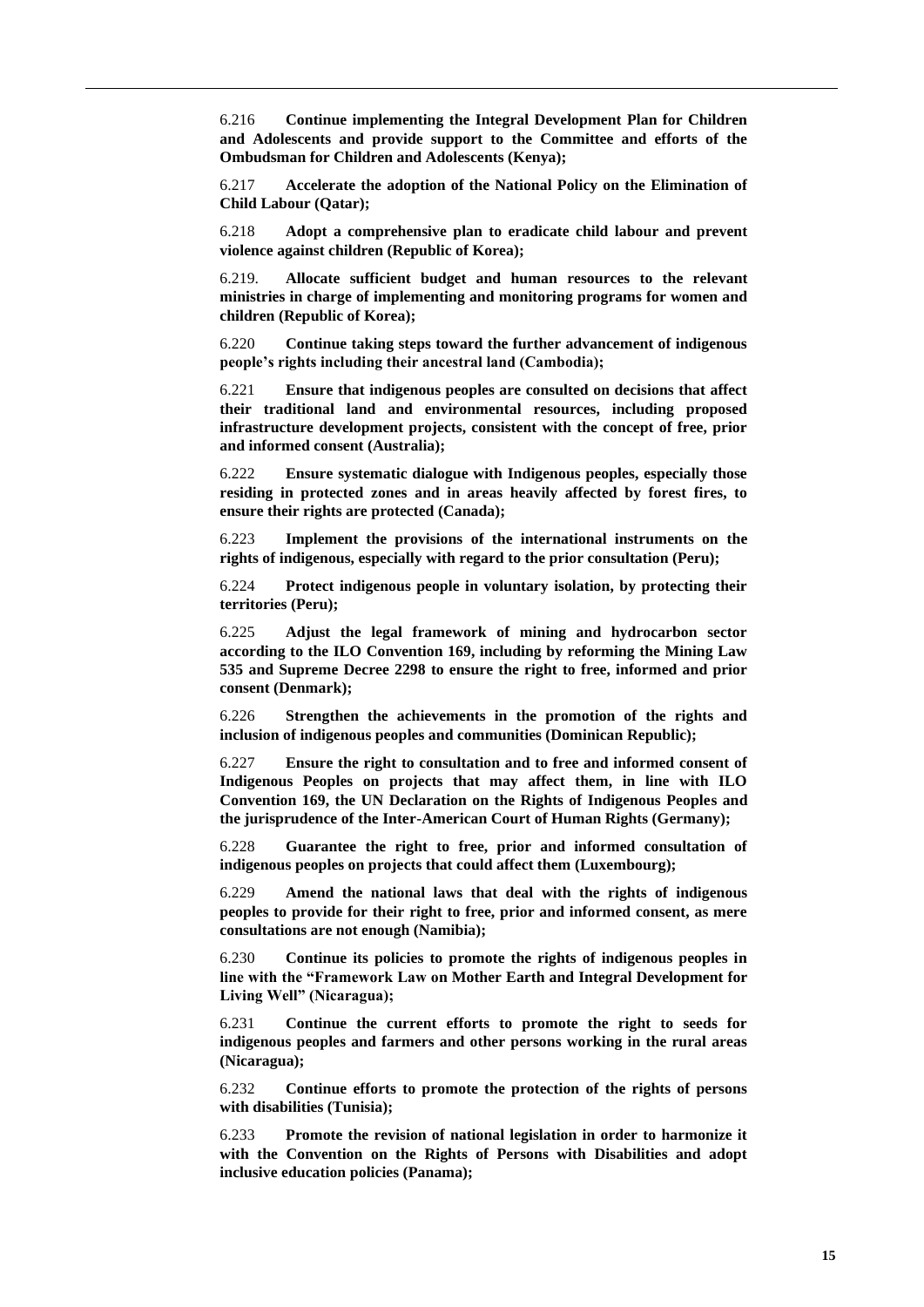6.216 **Continue implementing the Integral Development Plan for Children and Adolescents and provide support to the Committee and efforts of the Ombudsman for Children and Adolescents (Kenya);**

6.217 **Accelerate the adoption of the National Policy on the Elimination of Child Labour (Qatar);**

6.218 **Adopt a comprehensive plan to eradicate child labour and prevent violence against children (Republic of Korea);**

6.219. **Allocate sufficient budget and human resources to the relevant ministries in charge of implementing and monitoring programs for women and children (Republic of Korea);**

6.220 **Continue taking steps toward the further advancement of indigenous people's rights including their ancestral land (Cambodia);**

6.221 **Ensure that indigenous peoples are consulted on decisions that affect their traditional land and environmental resources, including proposed infrastructure development projects, consistent with the concept of free, prior and informed consent (Australia);**

6.222 **Ensure systematic dialogue with Indigenous peoples, especially those residing in protected zones and in areas heavily affected by forest fires, to ensure their rights are protected (Canada);**

6.223 **Implement the provisions of the international instruments on the rights of indigenous, especially with regard to the prior consultation (Peru);**

6.224 **Protect indigenous people in voluntary isolation, by protecting their territories (Peru);**

6.225 **Adjust the legal framework of mining and hydrocarbon sector according to the ILO Convention 169, including by reforming the Mining Law 535 and Supreme Decree 2298 to ensure the right to free, informed and prior consent (Denmark);**

6.226 **Strengthen the achievements in the promotion of the rights and inclusion of indigenous peoples and communities (Dominican Republic);**

6.227 **Ensure the right to consultation and to free and informed consent of Indigenous Peoples on projects that may affect them, in line with ILO Convention 169, the UN Declaration on the Rights of Indigenous Peoples and the jurisprudence of the Inter-American Court of Human Rights (Germany);**

6.228 **Guarantee the right to free, prior and informed consultation of indigenous peoples on projects that could affect them (Luxembourg);**

6.229 **Amend the national laws that deal with the rights of indigenous peoples to provide for their right to free, prior and informed consent, as mere consultations are not enough (Namibia);**

6.230 **Continue its policies to promote the rights of indigenous peoples in line with the "Framework Law on Mother Earth and Integral Development for Living Well" (Nicaragua);**

6.231 **Continue the current efforts to promote the right to seeds for indigenous peoples and farmers and other persons working in the rural areas (Nicaragua);**

6.232 **Continue efforts to promote the protection of the rights of persons with disabilities (Tunisia);**

6.233 **Promote the revision of national legislation in order to harmonize it with the Convention on the Rights of Persons with Disabilities and adopt inclusive education policies (Panama);**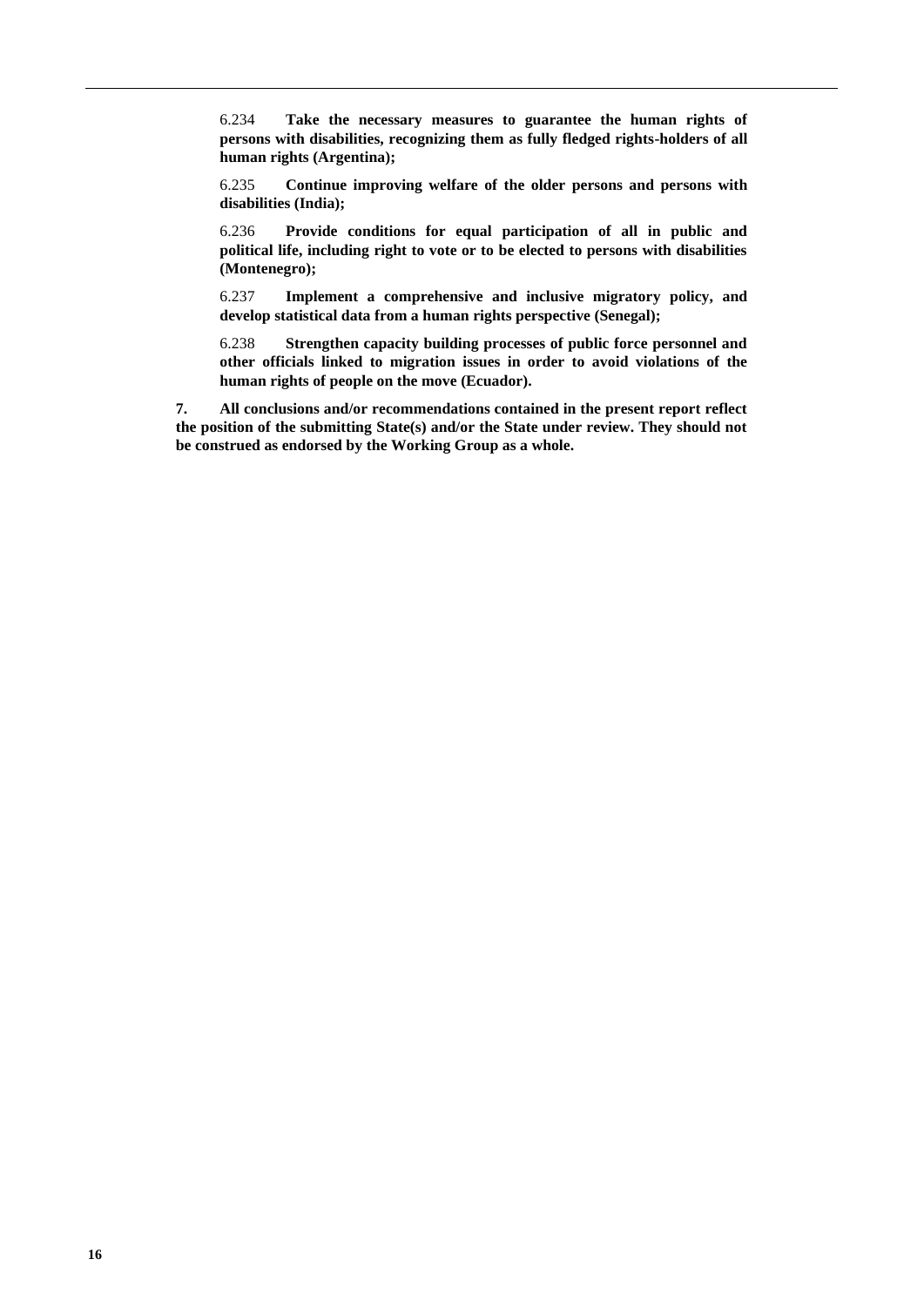6.234 **Take the necessary measures to guarantee the human rights of persons with disabilities, recognizing them as fully fledged rights-holders of all human rights (Argentina);**

6.235 **Continue improving welfare of the older persons and persons with disabilities (India);**

6.236 **Provide conditions for equal participation of all in public and political life, including right to vote or to be elected to persons with disabilities (Montenegro);**

6.237 **Implement a comprehensive and inclusive migratory policy, and develop statistical data from a human rights perspective (Senegal);**

6.238 **Strengthen capacity building processes of public force personnel and other officials linked to migration issues in order to avoid violations of the human rights of people on the move (Ecuador).**

**7. All conclusions and/or recommendations contained in the present report reflect the position of the submitting State(s) and/or the State under review. They should not be construed as endorsed by the Working Group as a whole.**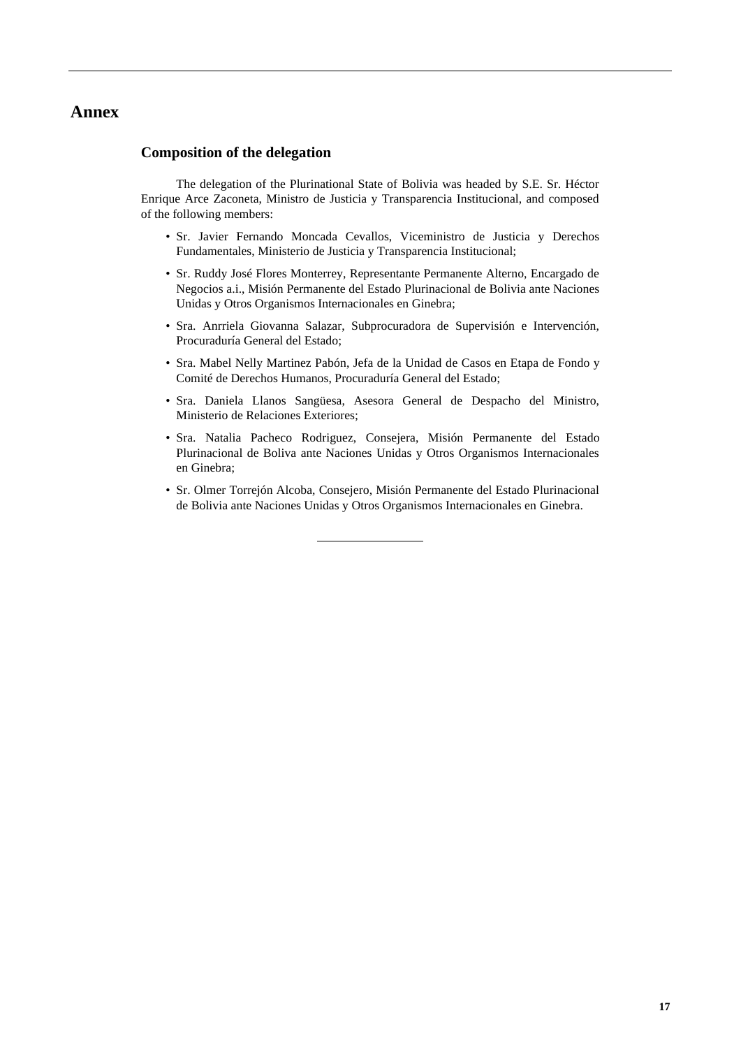# Annex

## Composition of the delegation

The delegation of the Plurinational State of Bolivia was headed by S.E. Sr. Héctor Enrique Arce Zaconeta, Ministro de Justicia y Transparencia Institucional, and composed of the following members:

- Sr. Javier Fernando Moncada Cevallos, Viceministro de Justicia y Derechos Fundamentales, Ministerio de Justicia y Transparencia Institucional;
- Sr. Ruddy José Flores Monterrey, Representante Permanente Alterno, Encargado de Negocios a.i., Misión Permanente del Estado Plurinacional de Bolivia ante Naciones Unidas y Otros Organismos Internacionales en Ginebra;
- Sra. Anrriela Giovanna Salazar, Subprocuradora de Supervisión e Intervención, Procuraduría General del Estado;
- Sra. Mabel Nelly Martinez Pabón, Jefa de la Unidad de Casos en Etapa de Fondo y Comité de Derechos Humanos, Procuraduría General del Estado;
- Sra. Daniela Llanos Sangüesa, Asesora General de Despacho del Ministro, Ministerio de Relaciones Exteriores;
- Sra. Natalia Pacheco Rodriguez, Consejera, Misión Permanente del Estado Plurinacional de Boliva ante Naciones Unidas y Otros Organismos Internacionales en Ginebra;
- Sr. Olmer Torrejón Alcoba, Consejero, Misión Permanente del Estado Plurinacional de Bolivia ante Naciones Unidas y Otros Organismos Internacionales en Ginebra.